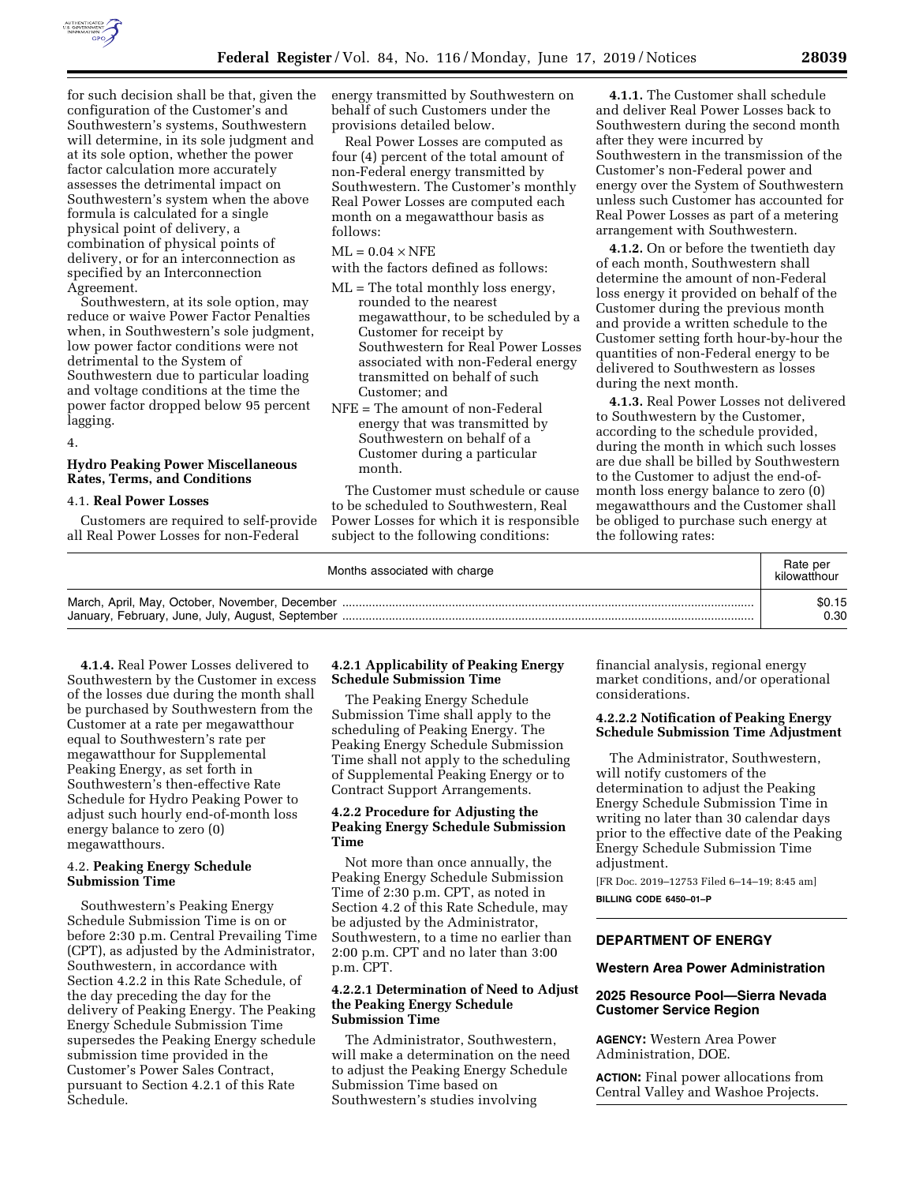for such decision shall be that, given the configuration of the Customer's and Southwestern's systems, Southwestern will determine, in its sole judgment and at its sole option, whether the power factor calculation more accurately assesses the detrimental impact on Southwestern's system when the above formula is calculated for a single physical point of delivery, a combination of physical points of delivery, or for an interconnection as specified by an Interconnection Agreement.

Southwestern, at its sole option, may reduce or waive Power Factor Penalties when, in Southwestern's sole judgment, low power factor conditions were not detrimental to the System of Southwestern due to particular loading and voltage conditions at the time the power factor dropped below 95 percent lagging.

4.

### Hydro Peaking Power Miscellaneous Rates, Terms, and Conditions

4.1. **Real Power Losses**

Customers are required to self-provide all Real Power Losses for non-Federal energy transmitted by Southwestern on behalf of such Customers under the provisions detailed below.

Real Power Losses are computed as four (4) percent of the total amount of non-Federal energy transmitted by Southwestern. The Customer's monthly Real Power Losses are computed each month on a megawatthour basis as follows:

$$ML = 0.04 \times NFE$$

with the factors defined as follows:

ML = The total monthly loss energy, rounded to the nearest megawatthour, to be scheduled by a Customer for receipt by Southwestern for Real Power Losses associated with non-Federal energy transmitted on behalf of such Customer; and

NFE = The amount of non-Federal energy that was transmitted by Southwestern on behalf of a Customer during a particular month.

The Customer must schedule or cause to be scheduled to Southwestern, Real Power Losses for which it is responsible subject to the following conditions:

**4.1.1.** The Customer shall schedule and deliver Real Power Losses back to Southwestern during the second month after they were incurred by Southwestern in the transmission of the Customer's non-Federal power and energy over the System of Southwestern unless such Customer has accounted for Real Power Losses as part of a metering arrangement with Southwestern.

**4.1.2.** On or before the twentieth day of each month, Southwestern shall determine the amount of non-Federal loss energy it provided on behalf of the Customer during the previous month and provide a written schedule to the Customer setting forth hour-by-hour the quantities of non-Federal energy to be delivered to Southwestern as losses during the next month.

**4.1.3.** Real Power Losses not delivered to Southwestern by the Customer, according to the schedule provided, during the month in which such losses are due shall be billed by Southwestern to the Customer to adjust the end-of-month loss energy balance to zero (0) megawatthours and the Customer shall be obliged to purchase such energy at the following rates:

| Months associated with charge | Rate per kilowatthour |
|---|---|
| March, April, May, October, November, December | $0.15 |
| January, February, June, July, August, September | 0.30 |

**4.1.4.** Real Power Losses delivered to Southwestern by the Customer in excess of the losses due during the month shall be purchased by Southwestern from the Customer at a rate per megawatthour equal to Southwestern's rate per megawatthour for Supplemental Peaking Energy, as set forth in Southwestern's then-effective Rate Schedule for Hydro Peaking Power to adjust such hourly end-of-month loss energy balance to zero (0) megawatthours.

4.2. **Peaking Energy Schedule Submission Time**

Southwestern's Peaking Energy Schedule Submission Time is on or before 2:30 p.m. Central Prevailing Time (CPT), as adjusted by the Administrator, Southwestern, in accordance with Section 4.2.2 in this Rate Schedule, of the day preceding the day for the delivery of Peaking Energy. The Peaking Energy Schedule Submission Time supersedes the Peaking Energy schedule submission time provided in the Customer's Power Sales Contract, pursuant to Section 4.2.1 of this Rate Schedule.

**4.2.1 Applicability of Peaking Energy Schedule Submission Time**

The Peaking Energy Schedule Submission Time shall apply to the scheduling of Peaking Energy. The Peaking Energy Schedule Submission Time shall not apply to the scheduling of Supplemental Peaking Energy or to Contract Support Arrangements.

**4.2.2 Procedure for Adjusting the Peaking Energy Schedule Submission Time**

Not more than once annually, the Peaking Energy Schedule Submission Time of 2:30 p.m. CPT, as noted in Section 4.2 of this Rate Schedule, may be adjusted by the Administrator, Southwestern, to a time no earlier than 2:00 p.m. CPT and no later than 3:00 p.m. CPT.

**4.2.2.1 Determination of Need to Adjust the Peaking Energy Schedule Submission Time**

The Administrator, Southwestern, will make a determination on the need to adjust the Peaking Energy Schedule Submission Time based on Southwestern's studies involving financial analysis, regional energy market conditions, and/or operational considerations.

**4.2.2.2 Notification of Peaking Energy Schedule Submission Time Adjustment**

The Administrator, Southwestern, will notify customers of the determination to adjust the Peaking Energy Schedule Submission Time in writing no later than 30 calendar days prior to the effective date of the Peaking Energy Schedule Submission Time adjustment.

[FR Doc. 2019–12753 Filed 6–14–19; 8:45 am]

**BILLING CODE 6450–01–P**

## DEPARTMENT OF ENERGY

### Western Area Power Administration

### 2025 Resource Pool—Sierra Nevada Customer Service Region

**AGENCY:** Western Area Power Administration, DOE.

**ACTION:** Final power allocations from Central Valley and Washoe Projects.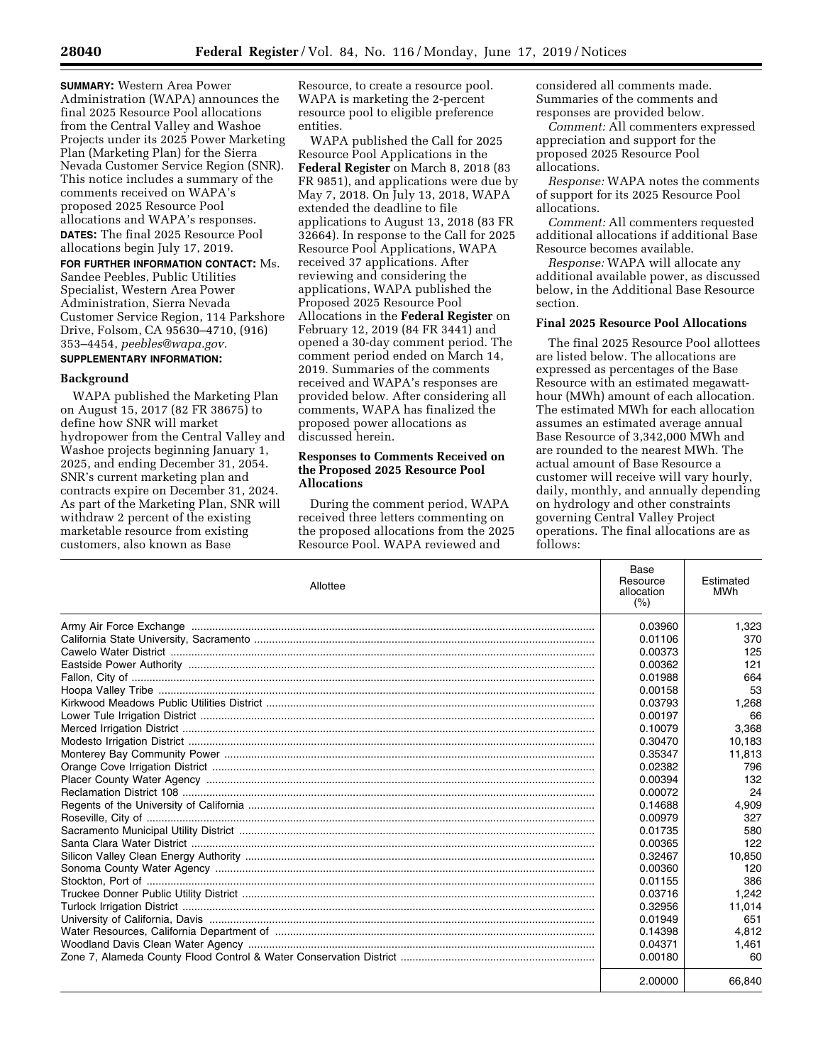**SUMMARY:** Western Area Power Administration (WAPA) announces the final 2025 Resource Pool allocations from the Central Valley and Washoe Projects under its 2025 Power Marketing Plan (Marketing Plan) for the Sierra Nevada Customer Service Region (SNR). This notice includes a summary of the comments received on WAPA's proposed 2025 Resource Pool allocations and WAPA's responses.

**DATES:** The final 2025 Resource Pool allocations begin July 17, 2019.

**FOR FURTHER INFORMATION CONTACT:** Ms. Sandee Peebles, Public Utilities Specialist, Western Area Power Administration, Sierra Nevada Customer Service Region, 114 Parkshore Drive, Folsom, CA 95630–4710, (916) 353–4454, *peebles@wapa.gov.*

**SUPPLEMENTARY INFORMATION:**

## Background

WAPA published the Marketing Plan on August 15, 2017 (82 FR 38675) to define how SNR will market hydropower from the Central Valley and Washoe projects beginning January 1, 2025, and ending December 31, 2054. SNR's current marketing plan and contracts expire on December 31, 2024. As part of the Marketing Plan, SNR will withdraw 2 percent of the existing marketable resource from existing customers, also known as Base Resource, to create a resource pool. WAPA is marketing the 2-percent resource pool to eligible preference entities.

WAPA published the Call for 2025 Resource Pool Applications in the **Federal Register** on March 8, 2018 (83 FR 9851), and applications were due by May 7, 2018. On July 13, 2018, WAPA extended the deadline to file applications to August 13, 2018 (83 FR 32664). In response to the Call for 2025 Resource Pool Applications, WAPA received 37 applications. After reviewing and considering the applications, WAPA published the Proposed 2025 Resource Pool Allocations in the **Federal Register** on February 12, 2019 (84 FR 3441) and opened a 30-day comment period. The comment period ended on March 14, 2019. Summaries of the comments received and WAPA's responses are provided below. After considering all comments, WAPA has finalized the proposed power allocations as discussed herein.

## Responses to Comments Received on the Proposed 2025 Resource Pool Allocations

During the comment period, WAPA received three letters commenting on the proposed allocations from the 2025 Resource Pool. WAPA reviewed and considered all comments made. Summaries of the comments and responses are provided below.

*Comment:* All commenters expressed appreciation and support for the proposed 2025 Resource Pool allocations.

*Response:* WAPA notes the comments of support for its 2025 Resource Pool allocations.

*Comment:* All commenters requested additional allocations if additional Base Resource becomes available.

*Response:* WAPA will allocate any additional available power, as discussed below, in the Additional Base Resource section.

## Final 2025 Resource Pool Allocations

The final 2025 Resource Pool allottees are listed below. The allocations are expressed as percentages of the Base Resource with an estimated megawatt-hour (MWh) amount of each allocation. The estimated MWh for each allocation assumes an estimated average annual Base Resource of 3,342,000 MWh and are rounded to the nearest MWh. The actual amount of Base Resource a customer will receive will vary hourly, daily, monthly, and annually depending on hydrology and other constraints governing Central Valley Project operations. The final allocations are as follows:

| Allottee | Base Resource allocation (%) | Estimated MWh |
|---|---|---|
| Army Air Force Exchange | 0.03960 | 1,323 |
| California State University, Sacramento | 0.01106 | 370 |
| Cawelo Water District | 0.00373 | 125 |
| Eastside Power Authority | 0.00362 | 121 |
| Fallon, City of | 0.01988 | 664 |
| Hoopa Valley Tribe | 0.00158 | 53 |
| Kirkwood Meadows Public Utilities District | 0.03793 | 1,268 |
| Lower Tule Irrigation District | 0.00197 | 66 |
| Merced Irrigation District | 0.10079 | 3,368 |
| Modesto Irrigation District | 0.30470 | 10,183 |
| Monterey Bay Community Power | 0.35347 | 11,813 |
| Orange Cove Irrigation District | 0.02382 | 796 |
| Placer County Water Agency | 0.00394 | 132 |
| Reclamation District 108 | 0.00072 | 24 |
| Regents of the University of California | 0.14688 | 4,909 |
| Roseville, City of | 0.00979 | 327 |
| Sacramento Municipal Utility District | 0.01735 | 580 |
| Santa Clara Water District | 0.00365 | 122 |
| Silicon Valley Clean Energy Authority | 0.32467 | 10,850 |
| Sonoma County Water Agency | 0.00360 | 120 |
| Stockton, Port of | 0.01155 | 386 |
| Truckee Donner Public Utility District | 0.03716 | 1,242 |
| Turlock Irrigation District | 0.32956 | 11,014 |
| University of California, Davis | 0.01949 | 651 |
| Water Resources, California Department of | 0.14398 | 4,812 |
| Woodland Davis Clean Water Agency | 0.04371 | 1,461 |
| Zone 7, Alameda County Flood Control & Water Conservation District | 0.00180 | 60 |
| | 2.00000 | 66,840 |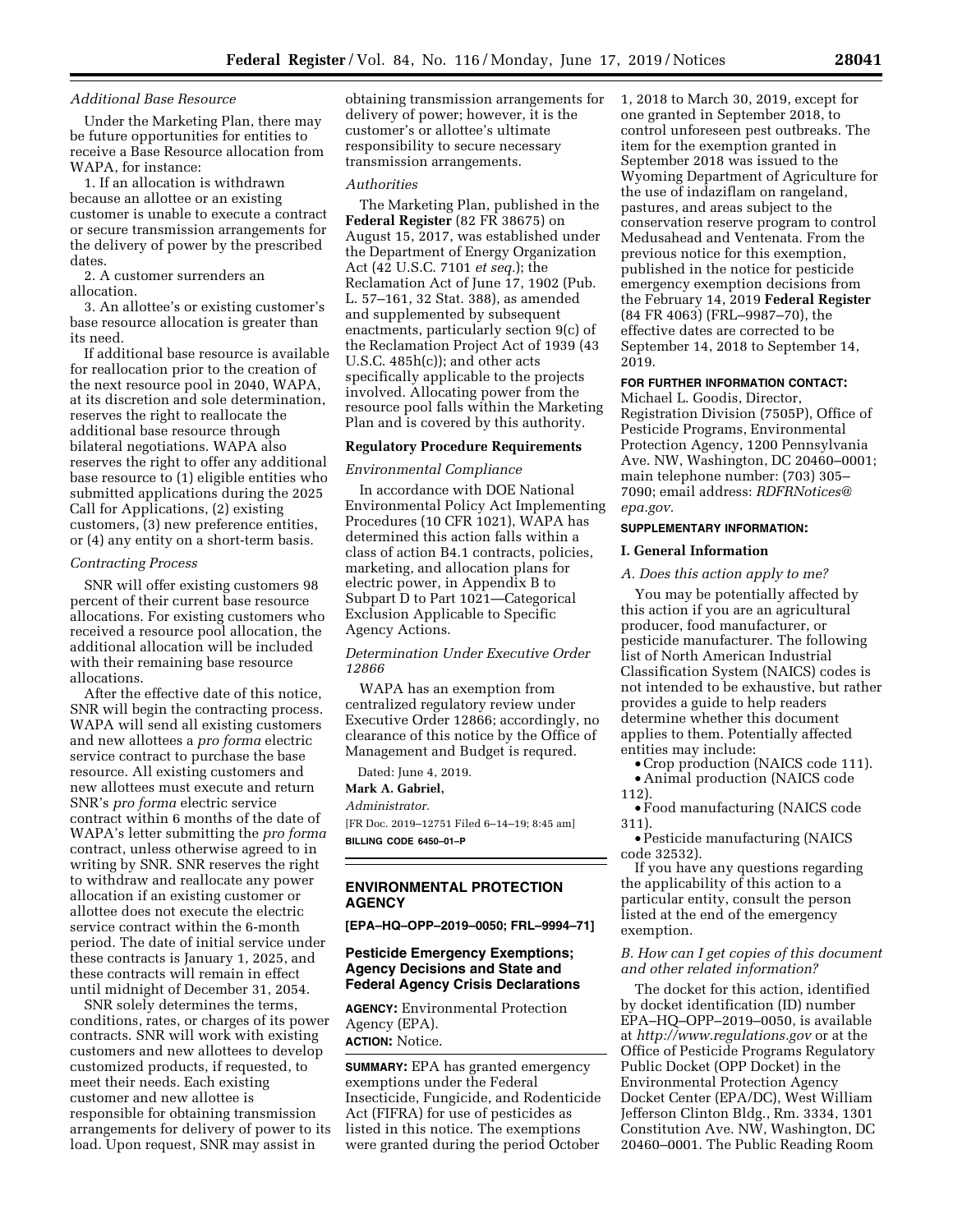*Additional Base Resource*

Under the Marketing Plan, there may be future opportunities for entities to receive a Base Resource allocation from WAPA, for instance:

1. If an allocation is withdrawn because an allottee or an existing customer is unable to execute a contract or secure transmission arrangements for the delivery of power by the prescribed dates.

2. A customer surrenders an allocation.

3. An allottee's or existing customer's base resource allocation is greater than its need.

If additional base resource is available for reallocation prior to the creation of the next resource pool in 2040, WAPA, at its discretion and sole determination, reserves the right to reallocate the additional base resource through bilateral negotiations. WAPA also reserves the right to offer any additional base resource to (1) eligible entities who submitted applications during the 2025 Call for Applications, (2) existing customers, (3) new preference entities, or (4) any entity on a short-term basis.

*Contracting Process*

SNR will offer existing customers 98 percent of their current base resource allocations. For existing customers who received a resource pool allocation, the additional allocation will be included with their remaining base resource allocations.

After the effective date of this notice, SNR will begin the contracting process. WAPA will send all existing customers and new allottees a *pro forma* electric service contract to purchase the base resource. All existing customers and new allottees must execute and return SNR's *pro forma* electric service contract within 6 months of the date of WAPA's letter submitting the *pro forma* contract, unless otherwise agreed to in writing by SNR. SNR reserves the right to withdraw and reallocate any power allocation if an existing customer or allottee does not execute the electric service contract within the 6-month period. The date of initial service under these contracts is January 1, 2025, and these contracts will remain in effect until midnight of December 31, 2054.

SNR solely determines the terms, conditions, rates, or charges of its power contracts. SNR will work with existing customers and new allottees to develop customized products, if requested, to meet their needs. Each existing customer and new allottee is responsible for obtaining transmission arrangements for delivery of power to its load. Upon request, SNR may assist in obtaining transmission arrangements for delivery of power; however, it is the customer's or allottee's ultimate responsibility to secure necessary transmission arrangements.

*Authorities*

The Marketing Plan, published in the **Federal Register** (82 FR 38675) on August 15, 2017, was established under the Department of Energy Organization Act (42 U.S.C. 7101 *et seq.*); the Reclamation Act of June 17, 1902 (Pub. L. 57–161, 32 Stat. 388), as amended and supplemented by subsequent enactments, particularly section 9(c) of the Reclamation Project Act of 1939 (43 U.S.C. 485h(c)); and other acts specifically applicable to the projects involved. Allocating power from the resource pool falls within the Marketing Plan and is covered by this authority.

**Regulatory Procedure Requirements**

*Environmental Compliance*

In accordance with DOE National Environmental Policy Act Implementing Procedures (10 CFR 1021), WAPA has determined this action falls within a class of action B4.1 contracts, policies, marketing, and allocation plans for electric power, in Appendix B to Subpart D to Part 1021—Categorical Exclusion Applicable to Specific Agency Actions.

*Determination Under Executive Order 12866*

WAPA has an exemption from centralized regulatory review under Executive Order 12866; accordingly, no clearance of this notice by the Office of Management and Budget is requred.

Dated: June 4, 2019.

**Mark A. Gabriel,**

*Administrator.*

[FR Doc. 2019–12751 Filed 6–14–19; 8:45 am]

**BILLING CODE 6450–01–P**

## ENVIRONMENTAL PROTECTION AGENCY

**[EPA–HQ–OPP–2019–0050; FRL–9994–71]**

## Pesticide Emergency Exemptions; Agency Decisions and State and Federal Agency Crisis Declarations

**AGENCY:** Environmental Protection Agency (EPA).

**ACTION:** Notice.

**SUMMARY:** EPA has granted emergency exemptions under the Federal Insecticide, Fungicide, and Rodenticide Act (FIFRA) for use of pesticides as listed in this notice. The exemptions were granted during the period October 1, 2018 to March 30, 2019, except for one granted in September 2018, to control unforeseen pest outbreaks. The item for the exemption granted in September 2018 was issued to the Wyoming Department of Agriculture for the use of indaziflam on rangeland, pastures, and areas subject to the conservation reserve program to control Medusahead and Ventenata. From the previous notice for this exemption, published in the notice for pesticide emergency exemption decisions from the February 14, 2019 **Federal Register** (84 FR 4063) (FRL–9987–70), the effective dates are corrected to be September 14, 2018 to September 14, 2019.

**FOR FURTHER INFORMATION CONTACT:** Michael L. Goodis, Director, Registration Division (7505P), Office of Pesticide Programs, Environmental Protection Agency, 1200 Pennsylvania Ave. NW, Washington, DC 20460–0001; main telephone number: (703) 305–7090; email address: *RDFRNotices@epa.gov*.

**SUPPLEMENTARY INFORMATION:**

**I. General Information**

*A. Does this action apply to me?*

You may be potentially affected by this action if you are an agricultural producer, food manufacturer, or pesticide manufacturer. The following list of North American Industrial Classification System (NAICS) codes is not intended to be exhaustive, but rather provides a guide to help readers determine whether this document applies to them. Potentially affected entities may include:

- Crop production (NAICS code 111).
- Animal production (NAICS code 112).
- Food manufacturing (NAICS code 311).
- Pesticide manufacturing (NAICS code 32532).

If you have any questions regarding the applicability of this action to a particular entity, consult the person listed at the end of the emergency exemption.

*B. How can I get copies of this document and other related information?*

The docket for this action, identified by docket identification (ID) number EPA–HQ–OPP–2019–0050, is available at *http://www.regulations.gov* or at the Office of Pesticide Programs Regulatory Public Docket (OPP Docket) in the Environmental Protection Agency Docket Center (EPA/DC), West William Jefferson Clinton Bldg., Rm. 3334, 1301 Constitution Ave. NW, Washington, DC 20460–0001. The Public Reading Room